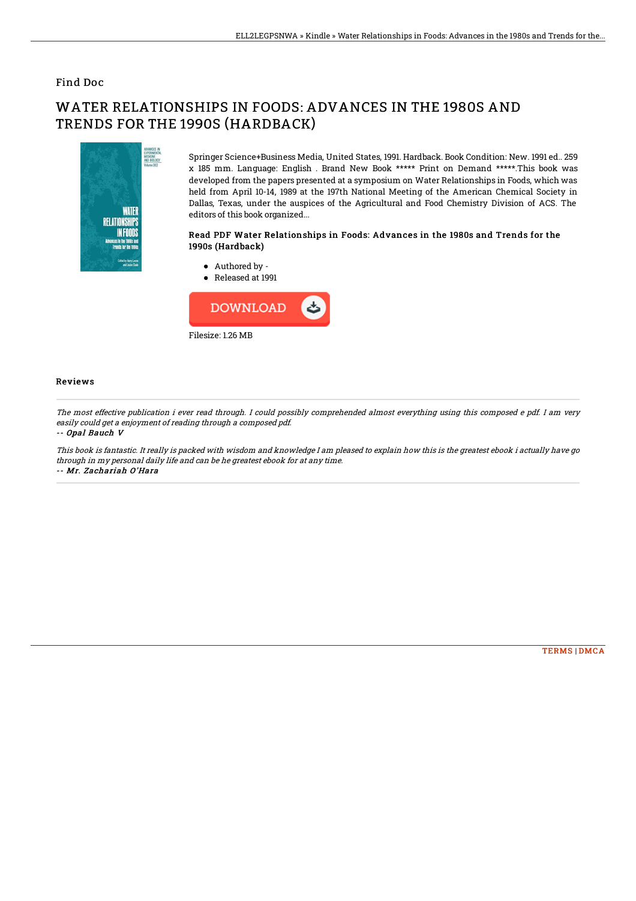Find Doc

# WATER RELATIONSHIPS IN FOODS: ADVANCES IN THE 1980S AND TRENDS FOR THE 1990S (HARDBACK)

Springer Science+Business Media, United States, 1991. Hardback. Book Condition: New. 1991 ed.. 259 x 185 mm. Language: English . Brand New Book ***** Print on Demand *****.This book was developed from the papers presented at a symposium on Water Relationships in Foods, which was held from April 10-14, 1989 at the 197th National Meeting of the American Chemical Society in Dallas, Texas, under the auspices of the Agricultural and Food Chemistry Division of ACS. The editors of this book organized...

### Read PDF Water Relationships in Foods: Advances in the 1980s and Trends for the 1990s (Hardback)

- Authored by -
- Released at 1991

DOWNLOAD

Filesize: 1.26 MB

### Reviews

*The most effective publication i ever read through. I could possibly comprehended almost everything using this composed e pdf. I am very easily could get a enjoyment of reading through a composed pdf.*

*-- Opal Bauch V*

*This book is fantastic. It really is packed with wisdom and knowledge I am pleased to explain how this is the greatest ebook i actually have go through in my personal daily life and can be he greatest ebook for at any time.*

*-- Mr. Zachariah O'Hara*

TERMS | DMCA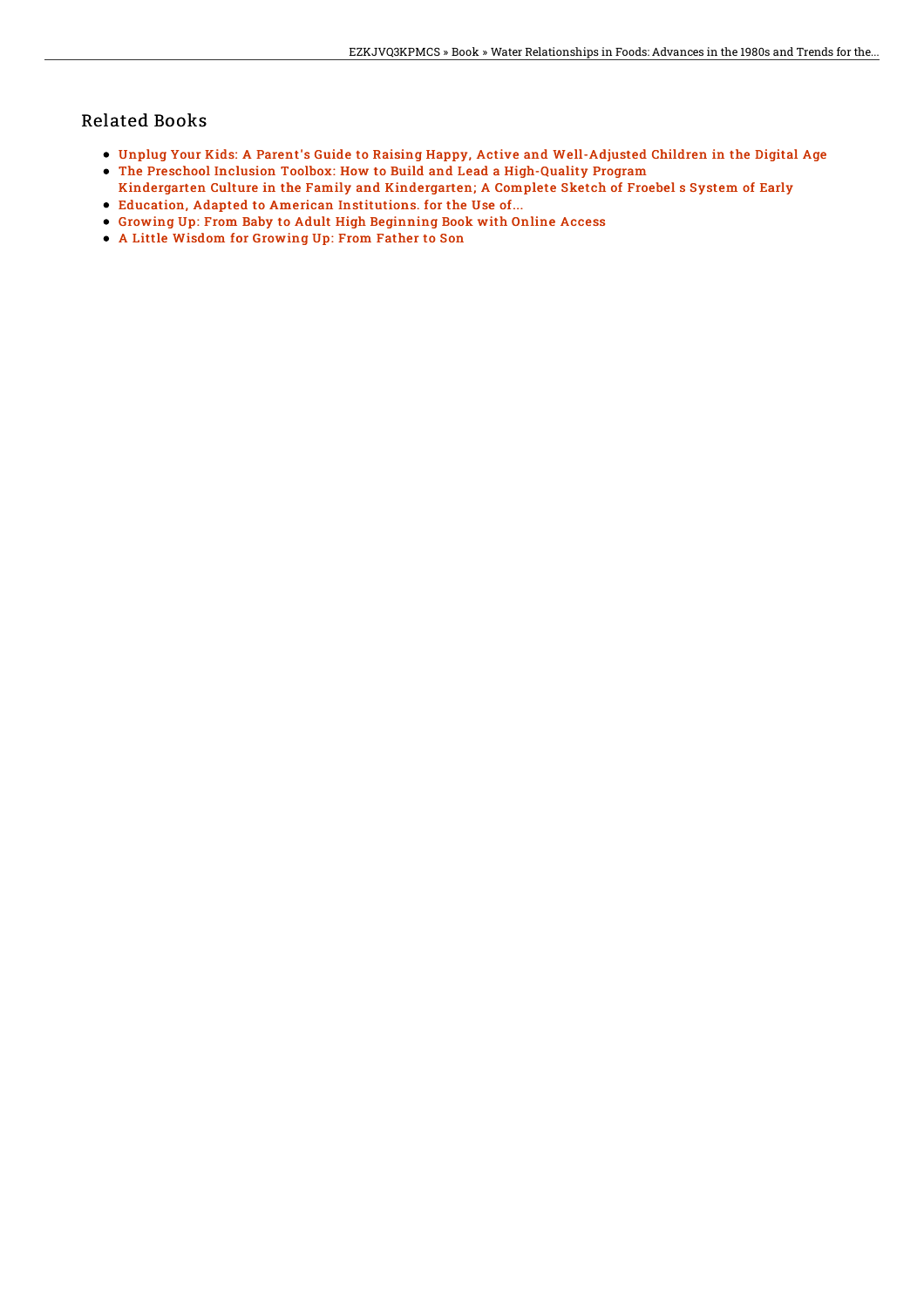## Related Books

- Unplug Your Kids: A Parent's Guide to Raising Happy, Active and Well-Adjusted Children in the Digital Age
- The Preschool Inclusion Toolbox: How to Build and Lead a High-Quality Program
- Kindergarten Culture in the Family and Kindergarten; A Complete Sketch of Froebel s System of Early Education, Adapted to American Institutions. for the Use of...
- Growing Up: From Baby to Adult High Beginning Book with Online Access
- A Little Wisdom for Growing Up: From Father to Son